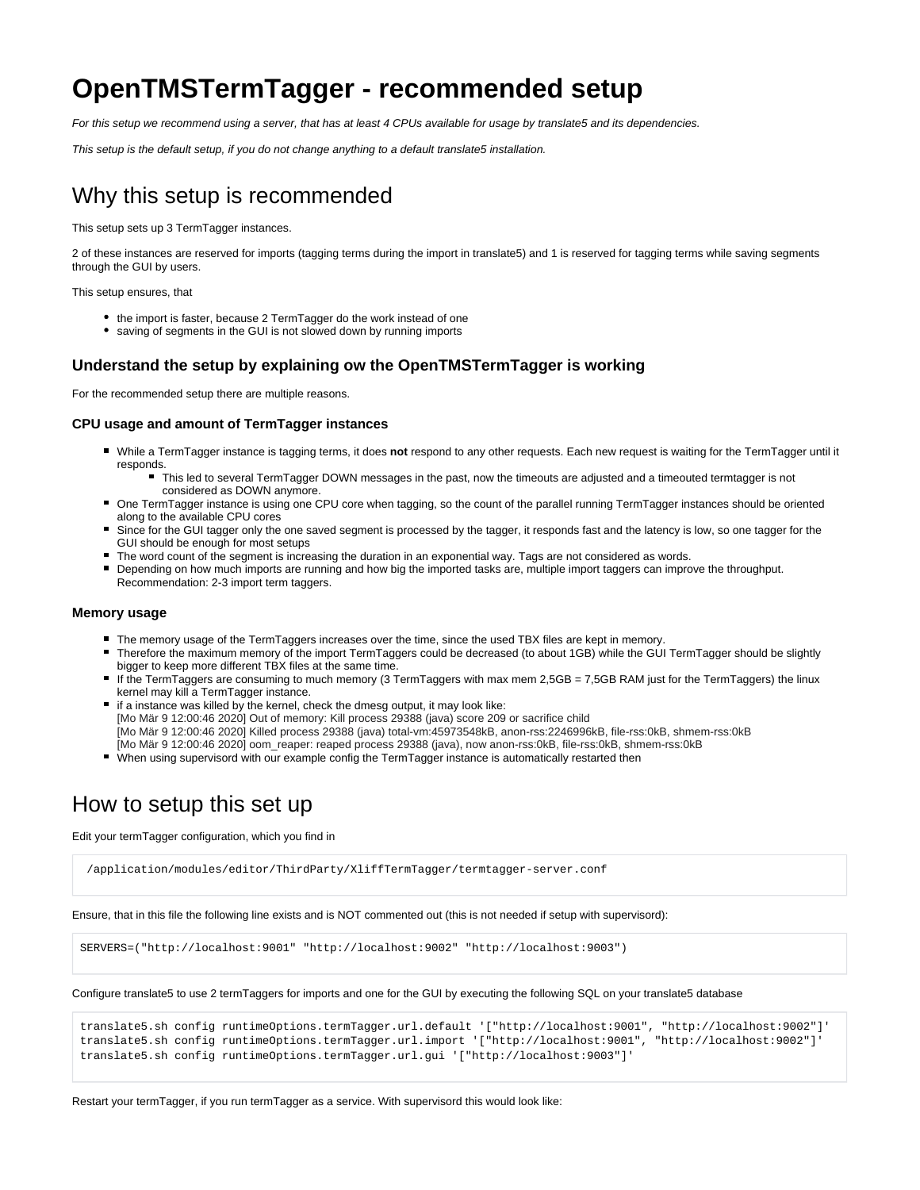# OpenTMSTermTagger - recommended setup

*For this setup we recommend using a server, that has at least 4 CPUs available for usage by translate5 and its dependencies.*

*This setup is the default setup, if you do not change anything to a default translate5 installation.*

## Why this setup is recommended

This setup sets up 3 TermTagger instances.

2 of these instances are reserved for imports (tagging terms during the import in translate5) and 1 is reserved for tagging terms while saving segments through the GUI by users.

This setup ensures, that

- the import is faster, because 2 TermTagger do the work instead of one
- saving of segments in the GUI is not slowed down by running imports

### Understand the setup by explaining ow the OpenTMSTermTagger is working

For the recommended setup there are multiple reasons.

#### CPU usage and amount of TermTagger instances

- While a TermTagger instance is tagging terms, it does **not** respond to any other requests. Each new request is waiting for the TermTagger until it responds.
    - This led to several TermTagger DOWN messages in the past, now the timeouts are adjusted and a timeouted termtagger is not considered as DOWN anymore.
- One TermTagger instance is using one CPU core when tagging, so the count of the parallel running TermTagger instances should be oriented along to the available CPU cores
- Since for the GUI tagger only the one saved segment is processed by the tagger, it responds fast and the latency is low, so one tagger for the GUI should be enough for most setups
- The word count of the segment is increasing the duration in an exponential way. Tags are not considered as words.
- Depending on how much imports are running and how big the imported tasks are, multiple import taggers can improve the throughput. Recommendation: 2-3 import term taggers.

#### Memory usage

- The memory usage of the TermTaggers increases over the time, since the used TBX files are kept in memory.
- Therefore the maximum memory of the import TermTaggers could be decreased (to about 1GB) while the GUI TermTagger should be slightly bigger to keep more different TBX files at the same time.
- If the TermTaggers are consuming to much memory (3 TermTaggers with max mem 2,5GB = 7,5GB RAM just for the TermTaggers) the linux kernel may kill a TermTagger instance.
- if a instance was killed by the kernel, check the dmesg output, it may look like:
  [Mo Mär 9 12:00:46 2020] Out of memory: Kill process 29388 (java) score 209 or sacrifice child
  [Mo Mär 9 12:00:46 2020] Killed process 29388 (java) total-vm:45973548kB, anon-rss:2246996kB, file-rss:0kB, shmem-rss:0kB
  [Mo Mär 9 12:00:46 2020] oom_reaper: reaped process 29388 (java), now anon-rss:0kB, file-rss:0kB, shmem-rss:0kB
- When using supervisord with our example config the TermTagger instance is automatically restarted then

## How to setup this set up

Edit your termTagger configuration, which you find in

```
/application/modules/editor/ThirdParty/XliffTermTagger/termtagger-server.conf
```

Ensure, that in this file the following line exists and is NOT commented out (this is not needed if setup with supervisord):

```
SERVERS=("http://localhost:9001" "http://localhost:9002" "http://localhost:9003")
```

Configure translate5 to use 2 termTaggers for imports and one for the GUI by executing the following SQL on your translate5 database

```
translate5.sh config runtimeOptions.termTagger.url.default '["http://localhost:9001", "http://localhost:9002"]'
translate5.sh config runtimeOptions.termTagger.url.import '["http://localhost:9001", "http://localhost:9002"]'
translate5.sh config runtimeOptions.termTagger.url.gui '["http://localhost:9003"]'
```

Restart your termTagger, if you run termTagger as a service. With supervisord this would look like: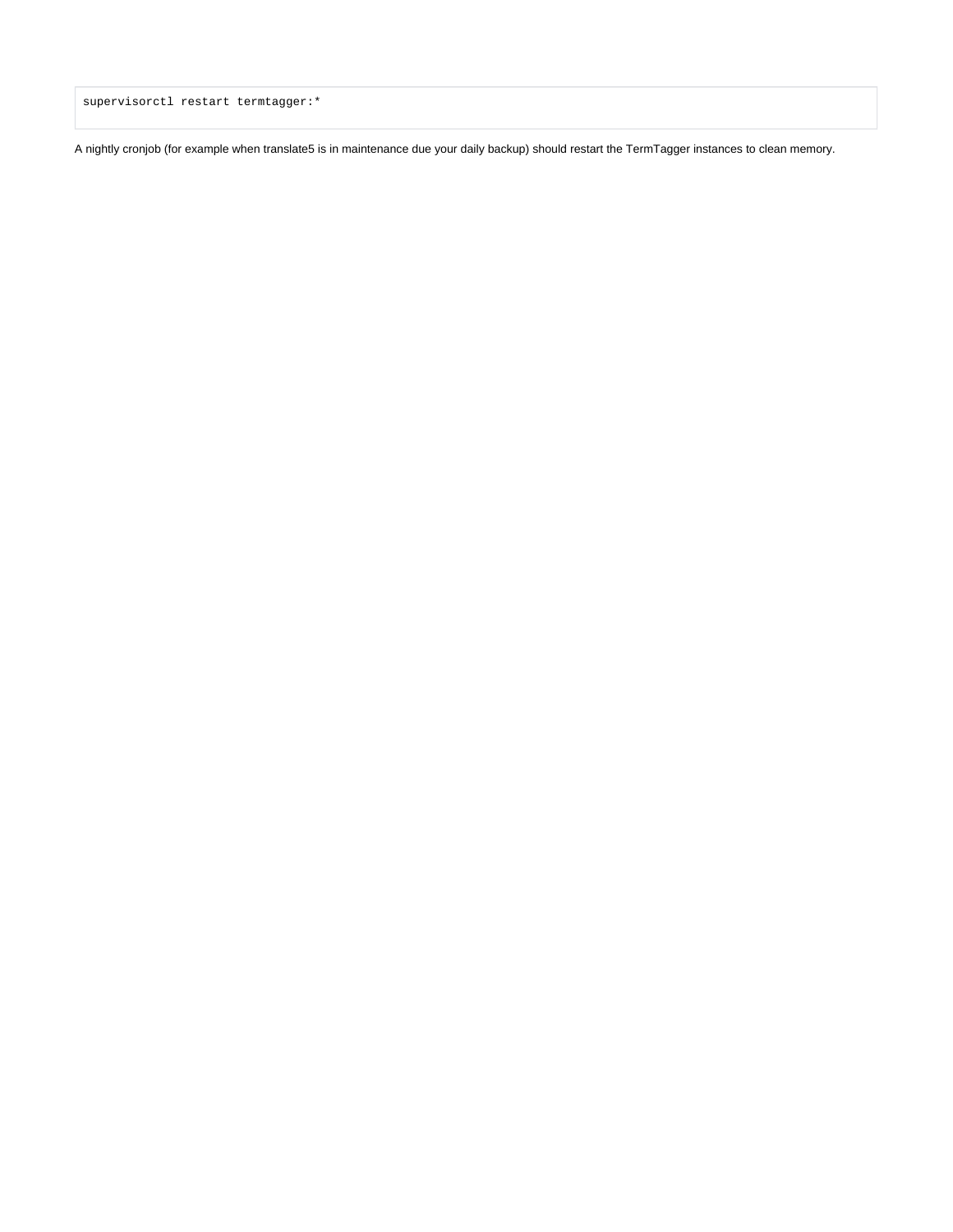```
supervisorctl restart termtagger:*
```

A nightly cronjob (for example when translate5 is in maintenance due your daily backup) should restart the TermTagger instances to clean memory.